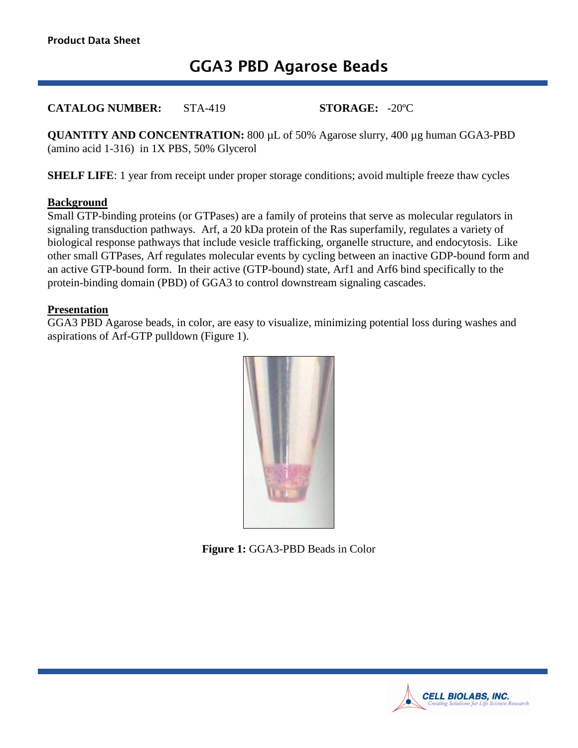Product Data Sheet

# GGA3 PBD Agarose Beads

**CATALOG NUMBER:** STA-419 **STORAGE:** -20ºC

**QUANTITY AND CONCENTRATION:** 800 µL of 50% Agarose slurry, 400 µg human GGA3-PBD (amino acid 1-316) in 1X PBS, 50% Glycerol

**SHELF LIFE**: 1 year from receipt under proper storage conditions; avoid multiple freeze thaw cycles

## Background

Small GTP-binding proteins (or GTPases) are a family of proteins that serve as molecular regulators in signaling transduction pathways. Arf, a 20 kDa protein of the Ras superfamily, regulates a variety of biological response pathways that include vesicle trafficking, organelle structure, and endocytosis. Like other small GTPases, Arf regulates molecular events by cycling between an inactive GDP-bound form and an active GTP-bound form. In their active (GTP-bound) state, Arf1 and Arf6 bind specifically to the protein-binding domain (PBD) of GGA3 to control downstream signaling cascades.

## Presentation

GGA3 PBD Agarose beads, in color, are easy to visualize, minimizing potential loss during washes and aspirations of Arf-GTP pulldown (Figure 1).

**Figure 1:** GGA3-PBD Beads in Color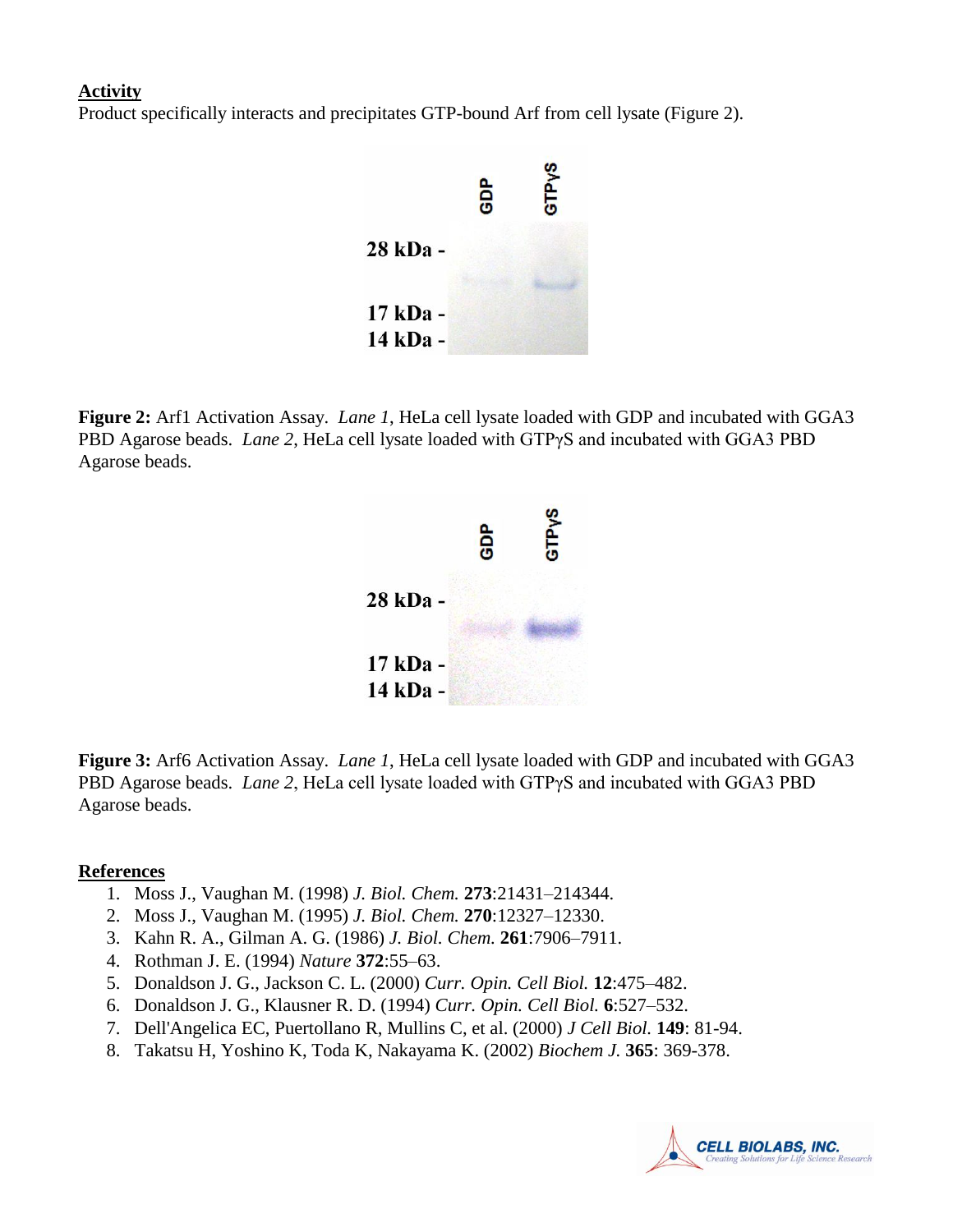**Activity**

Product specifically interacts and precipitates GTP-bound Arf from cell lysate (Figure 2).

**Figure 2:** Arf1 Activation Assay. *Lane 1*, HeLa cell lysate loaded with GDP and incubated with GGA3 PBD Agarose beads. *Lane 2*, HeLa cell lysate loaded with GTPγS and incubated with GGA3 PBD Agarose beads.

**Figure 3:** Arf6 Activation Assay. *Lane 1*, HeLa cell lysate loaded with GDP and incubated with GGA3 PBD Agarose beads. *Lane 2*, HeLa cell lysate loaded with GTPγS and incubated with GGA3 PBD Agarose beads.

**References**

1. Moss J., Vaughan M. (1998) *J. Biol. Chem.* **273**:21431–214344.
2. Moss J., Vaughan M. (1995) *J. Biol. Chem.* **270**:12327–12330.
3. Kahn R. A., Gilman A. G. (1986) *J. Biol. Chem.* **261**:7906–7911.
4. Rothman J. E. (1994) *Nature* **372**:55–63.
5. Donaldson J. G., Jackson C. L. (2000) *Curr. Opin. Cell Biol.* **12**:475–482.
6. Donaldson J. G., Klausner R. D. (1994) *Curr. Opin. Cell Biol.* **6**:527–532.
7. Dell'Angelica EC, Puertollano R, Mullins C, et al. (2000) *J Cell Biol.* **149**: 81-94.
8. Takatsu H, Yoshino K, Toda K, Nakayama K. (2002) *Biochem J.* **365**: 369-378.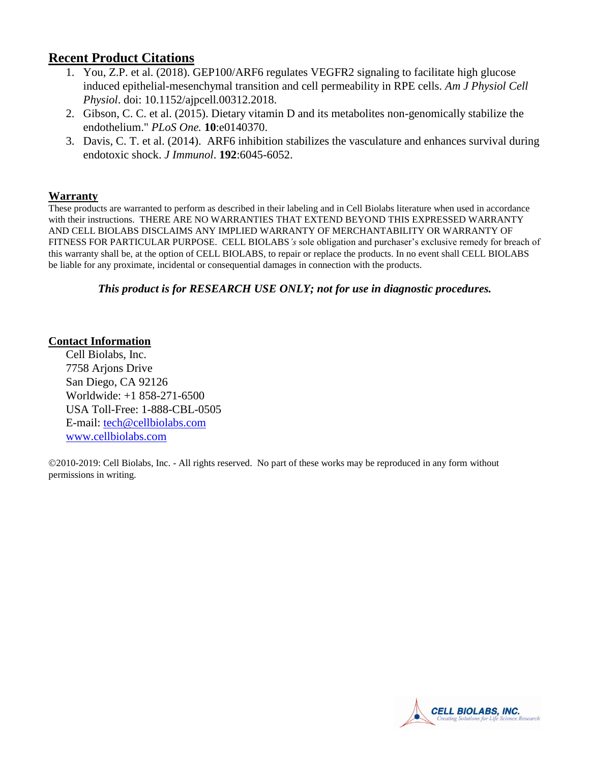## Recent Product Citations

1. You, Z.P. et al. (2018). GEP100/ARF6 regulates VEGFR2 signaling to facilitate high glucose induced epithelial-mesenchymal transition and cell permeability in RPE cells. *Am J Physiol Cell Physiol*. doi: 10.1152/ajpcell.00312.2018.
2. Gibson, C. C. et al. (2015). Dietary vitamin D and its metabolites non-genomically stabilize the endothelium." *PLoS One.* **10**:e0140370.
3. Davis, C. T. et al. (2014). ARF6 inhibition stabilizes the vasculature and enhances survival during endotoxic shock. *J Immunol*. **192**:6045-6052.

## Warranty

These products are warranted to perform as described in their labeling and in Cell Biolabs literature when used in accordance with their instructions. THERE ARE NO WARRANTIES THAT EXTEND BEYOND THIS EXPRESSED WARRANTY AND CELL BIOLABS DISCLAIMS ANY IMPLIED WARRANTY OF MERCHANTABILITY OR WARRANTY OF FITNESS FOR PARTICULAR PURPOSE. CELL BIOLABS's sole obligation and purchaser's exclusive remedy for breach of this warranty shall be, at the option of CELL BIOLABS, to repair or replace the products. In no event shall CELL BIOLABS be liable for any proximate, incidental or consequential damages in connection with the products.

***This product is for RESEARCH USE ONLY; not for use in diagnostic procedures.***

## Contact Information

Cell Biolabs, Inc.
7758 Arjons Drive
San Diego, CA 92126
Worldwide: +1 858-271-6500
USA Toll-Free: 1-888-CBL-0505
E-mail: tech@cellbiolabs.com
www.cellbiolabs.com

©2010-2019: Cell Biolabs, Inc. - All rights reserved. No part of these works may be reproduced in any form without permissions in writing.

CELL BIOLABS, INC.
*Creating Solutions for Life Science Research*